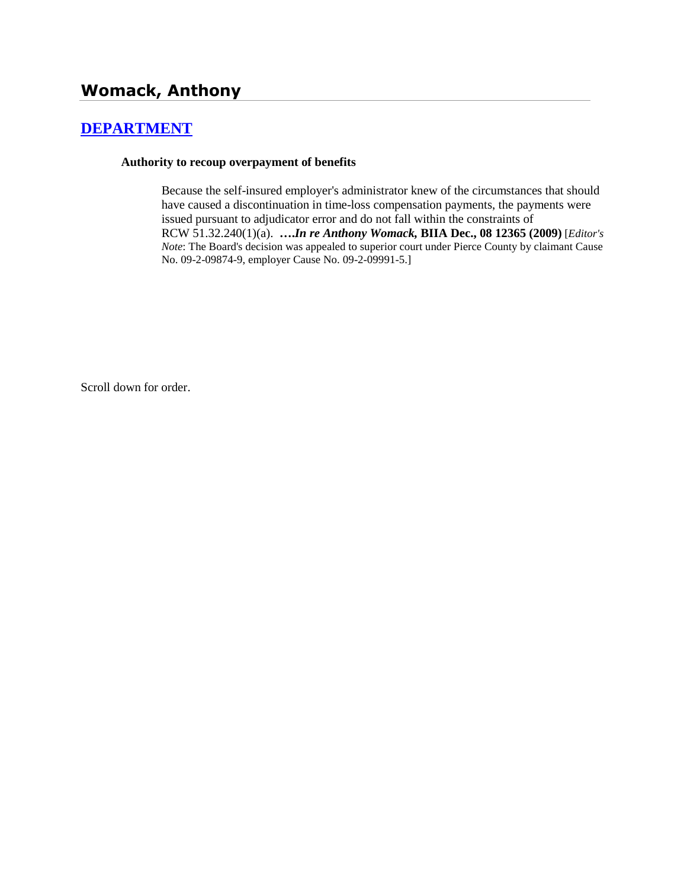# Womack, Anthony

## [DEPARTMENT]

### Authority to recoup overpayment of benefits

Because the self-insured employer's administrator knew of the circumstances that should have caused a discontinuation in time-loss compensation payments, the payments were issued pursuant to adjudicator error and do not fall within the constraints of RCW 51.32.240(1)(a). ***….In re Anthony Womack*, BIIA Dec., 08 12365 (2009)** [*Editor's Note*: The Board's decision was appealed to superior court under Pierce County by claimant Cause No. 09-2-09874-9, employer Cause No. 09-2-09991-5.]

Scroll down for order.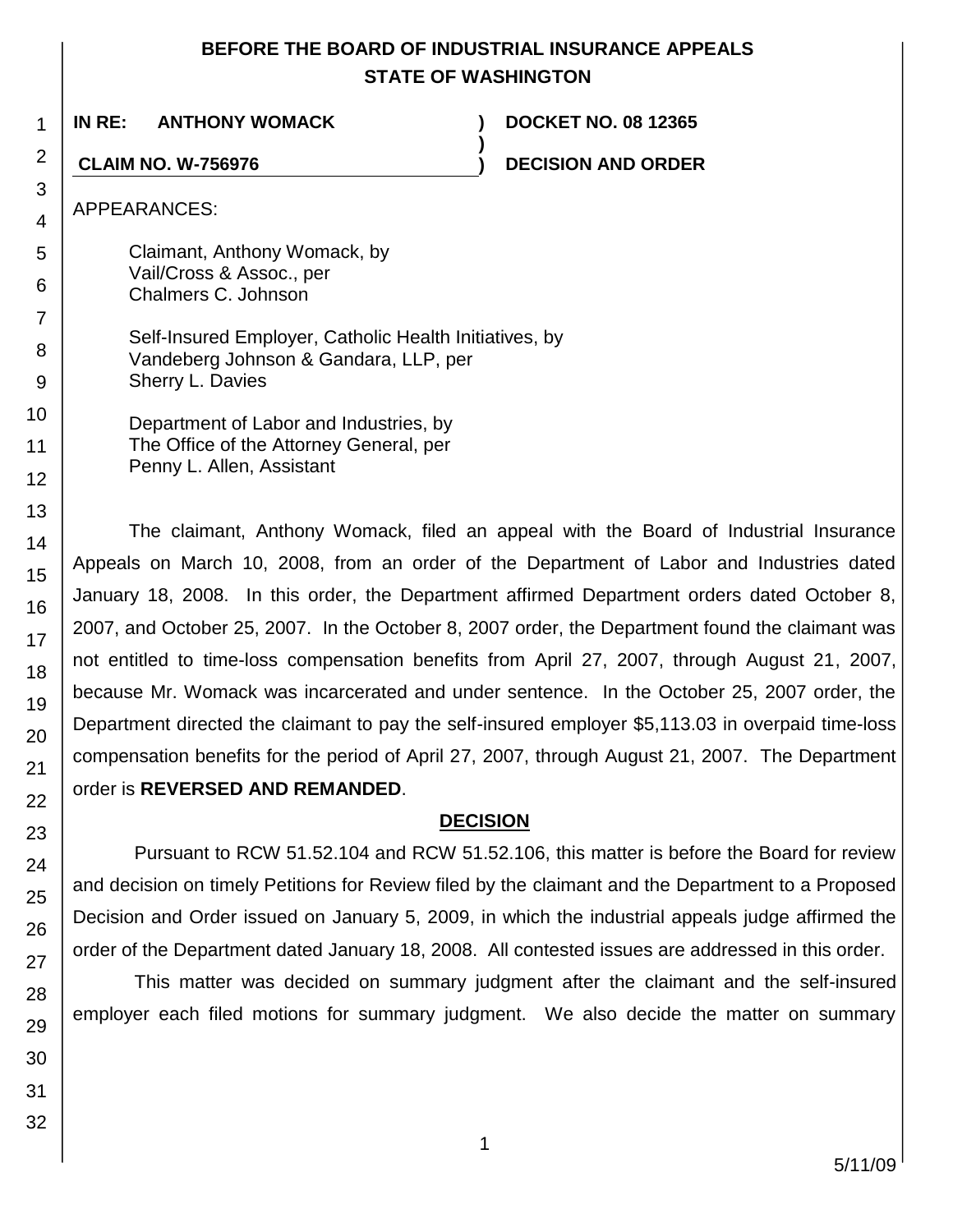# BEFORE THE BOARD OF INDUSTRIAL INSURANCE APPEALS
# STATE OF WASHINGTON

**IN RE: ANTHONY WOMACK** ) **DOCKET NO. 08 12365**

**CLAIM NO. W-756976** ) **DECISION AND ORDER**

APPEARANCES:

Claimant, Anthony Womack, by
Vail/Cross & Assoc., per
Chalmers C. Johnson

Self-Insured Employer, Catholic Health Initiatives, by
Vandeberg Johnson & Gandara, LLP, per
Sherry L. Davies

Department of Labor and Industries, by
The Office of the Attorney General, per
Penny L. Allen, Assistant

The claimant, Anthony Womack, filed an appeal with the Board of Industrial Insurance Appeals on March 10, 2008, from an order of the Department of Labor and Industries dated January 18, 2008. In this order, the Department affirmed Department orders dated October 8, 2007, and October 25, 2007. In the October 8, 2007 order, the Department found the claimant was not entitled to time-loss compensation benefits from April 27, 2007, through August 21, 2007, because Mr. Womack was incarcerated and under sentence. In the October 25, 2007 order, the Department directed the claimant to pay the self-insured employer $5,113.03 in overpaid time-loss compensation benefits for the period of April 27, 2007, through August 21, 2007. The Department order is **REVERSED AND REMANDED**.

## DECISION

Pursuant to RCW 51.52.104 and RCW 51.52.106, this matter is before the Board for review and decision on timely Petitions for Review filed by the claimant and the Department to a Proposed Decision and Order issued on January 5, 2009, in which the industrial appeals judge affirmed the order of the Department dated January 18, 2008. All contested issues are addressed in this order.

This matter was decided on summary judgment after the claimant and the self-insured employer each filed motions for summary judgment. We also decide the matter on summary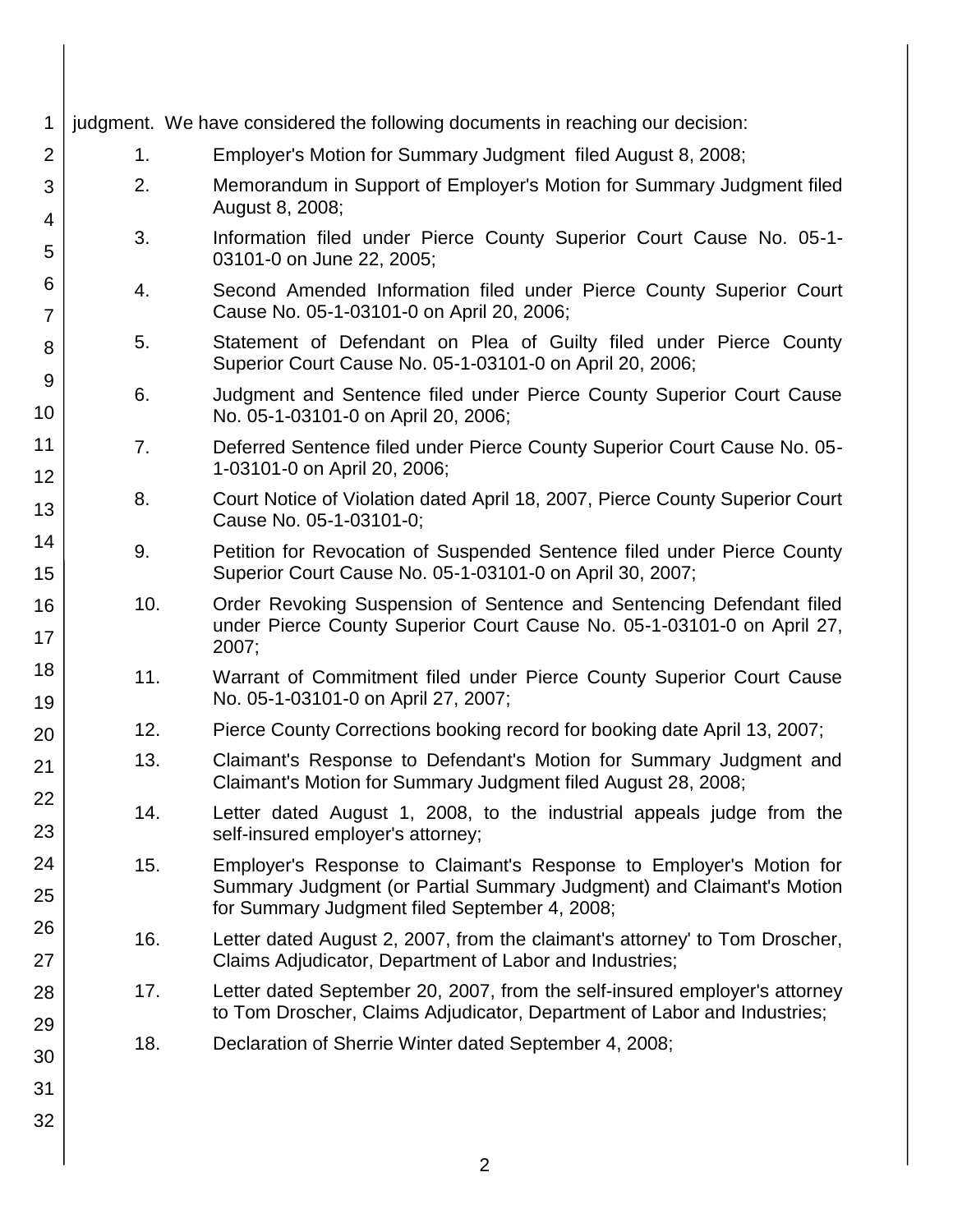judgment. We have considered the following documents in reaching our decision:

1. Employer's Motion for Summary Judgment filed August 8, 2008;
2. Memorandum in Support of Employer's Motion for Summary Judgment filed August 8, 2008;
3. Information filed under Pierce County Superior Court Cause No. 05-1-03101-0 on June 22, 2005;
4. Second Amended Information filed under Pierce County Superior Court Cause No. 05-1-03101-0 on April 20, 2006;
5. Statement of Defendant on Plea of Guilty filed under Pierce County Superior Court Cause No. 05-1-03101-0 on April 20, 2006;
6. Judgment and Sentence filed under Pierce County Superior Court Cause No. 05-1-03101-0 on April 20, 2006;
7. Deferred Sentence filed under Pierce County Superior Court Cause No. 05-1-03101-0 on April 20, 2006;
8. Court Notice of Violation dated April 18, 2007, Pierce County Superior Court Cause No. 05-1-03101-0;
9. Petition for Revocation of Suspended Sentence filed under Pierce County Superior Court Cause No. 05-1-03101-0 on April 30, 2007;
10. Order Revoking Suspension of Sentence and Sentencing Defendant filed under Pierce County Superior Court Cause No. 05-1-03101-0 on April 27, 2007;
11. Warrant of Commitment filed under Pierce County Superior Court Cause No. 05-1-03101-0 on April 27, 2007;
12. Pierce County Corrections booking record for booking date April 13, 2007;
13. Claimant's Response to Defendant's Motion for Summary Judgment and Claimant's Motion for Summary Judgment filed August 28, 2008;
14. Letter dated August 1, 2008, to the industrial appeals judge from the self-insured employer's attorney;
15. Employer's Response to Claimant's Response to Employer's Motion for Summary Judgment (or Partial Summary Judgment) and Claimant's Motion for Summary Judgment filed September 4, 2008;
16. Letter dated August 2, 2007, from the claimant's attorney' to Tom Droscher, Claims Adjudicator, Department of Labor and Industries;
17. Letter dated September 20, 2007, from the self-insured employer's attorney to Tom Droscher, Claims Adjudicator, Department of Labor and Industries;
18. Declaration of Sherrie Winter dated September 4, 2008;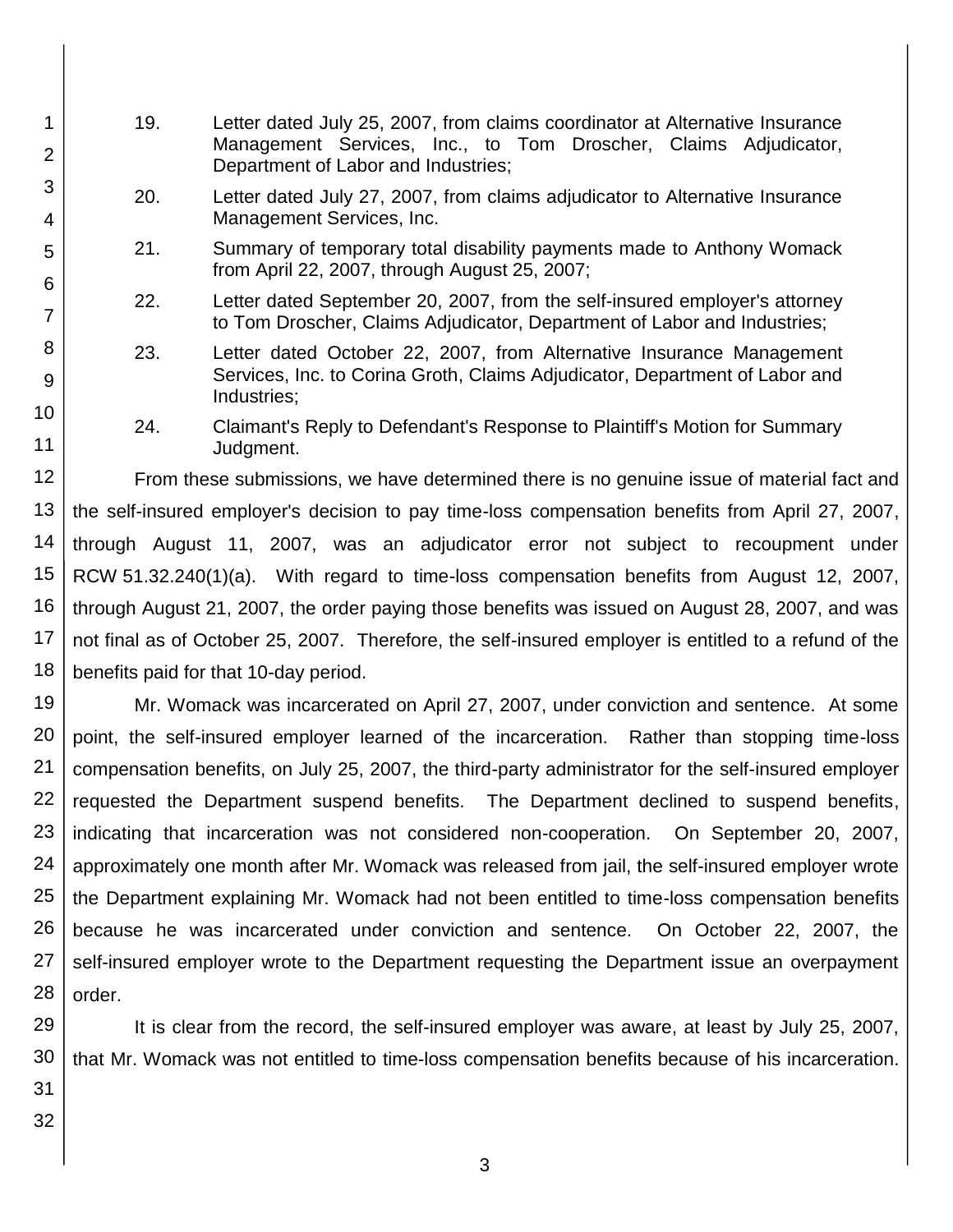19. Letter dated July 25, 2007, from claims coordinator at Alternative Insurance Management Services, Inc., to Tom Droscher, Claims Adjudicator, Department of Labor and Industries;

20. Letter dated July 27, 2007, from claims adjudicator to Alternative Insurance Management Services, Inc.

21. Summary of temporary total disability payments made to Anthony Womack from April 22, 2007, through August 25, 2007;

22. Letter dated September 20, 2007, from the self-insured employer's attorney to Tom Droscher, Claims Adjudicator, Department of Labor and Industries;

23. Letter dated October 22, 2007, from Alternative Insurance Management Services, Inc. to Corina Groth, Claims Adjudicator, Department of Labor and Industries;

24. Claimant's Reply to Defendant's Response to Plaintiff's Motion for Summary Judgment.

From these submissions, we have determined there is no genuine issue of material fact and the self-insured employer's decision to pay time-loss compensation benefits from April 27, 2007, through August 11, 2007, was an adjudicator error not subject to recoupment under RCW 51.32.240(1)(a). With regard to time-loss compensation benefits from August 12, 2007, through August 21, 2007, the order paying those benefits was issued on August 28, 2007, and was not final as of October 25, 2007. Therefore, the self-insured employer is entitled to a refund of the benefits paid for that 10-day period.

Mr. Womack was incarcerated on April 27, 2007, under conviction and sentence. At some point, the self-insured employer learned of the incarceration. Rather than stopping time-loss compensation benefits, on July 25, 2007, the third-party administrator for the self-insured employer requested the Department suspend benefits. The Department declined to suspend benefits, indicating that incarceration was not considered non-cooperation. On September 20, 2007, approximately one month after Mr. Womack was released from jail, the self-insured employer wrote the Department explaining Mr. Womack had not been entitled to time-loss compensation benefits because he was incarcerated under conviction and sentence. On October 22, 2007, the self-insured employer wrote to the Department requesting the Department issue an overpayment order.

It is clear from the record, the self-insured employer was aware, at least by July 25, 2007, that Mr. Womack was not entitled to time-loss compensation benefits because of his incarceration.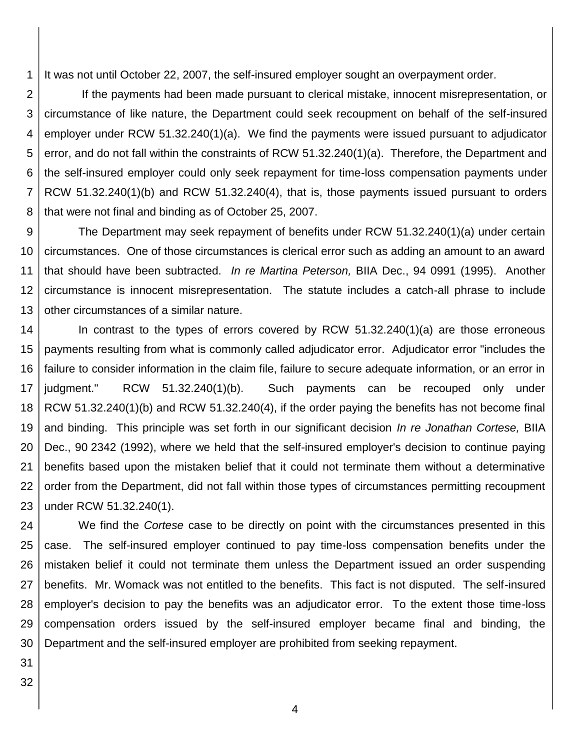It was not until October 22, 2007, the self-insured employer sought an overpayment order.

If the payments had been made pursuant to clerical mistake, innocent misrepresentation, or circumstance of like nature, the Department could seek recoupment on behalf of the self-insured employer under RCW 51.32.240(1)(a). We find the payments were issued pursuant to adjudicator error, and do not fall within the constraints of RCW 51.32.240(1)(a). Therefore, the Department and the self-insured employer could only seek repayment for time-loss compensation payments under RCW 51.32.240(1)(b) and RCW 51.32.240(4), that is, those payments issued pursuant to orders that were not final and binding as of October 25, 2007.

The Department may seek repayment of benefits under RCW 51.32.240(1)(a) under certain circumstances. One of those circumstances is clerical error such as adding an amount to an award that should have been subtracted. *In re Martina Peterson,* BIIA Dec., 94 0991 (1995). Another circumstance is innocent misrepresentation. The statute includes a catch-all phrase to include other circumstances of a similar nature.

In contrast to the types of errors covered by RCW 51.32.240(1)(a) are those erroneous payments resulting from what is commonly called adjudicator error. Adjudicator error "includes the failure to consider information in the claim file, failure to secure adequate information, or an error in judgment." RCW 51.32.240(1)(b). Such payments can be recouped only under RCW 51.32.240(1)(b) and RCW 51.32.240(4), if the order paying the benefits has not become final and binding. This principle was set forth in our significant decision *In re Jonathan Cortese,* BIIA Dec., 90 2342 (1992), where we held that the self-insured employer's decision to continue paying benefits based upon the mistaken belief that it could not terminate them without a determinative order from the Department, did not fall within those types of circumstances permitting recoupment under RCW 51.32.240(1).

We find the *Cortese* case to be directly on point with the circumstances presented in this case. The self-insured employer continued to pay time-loss compensation benefits under the mistaken belief it could not terminate them unless the Department issued an order suspending benefits. Mr. Womack was not entitled to the benefits. This fact is not disputed. The self-insured employer's decision to pay the benefits was an adjudicator error. To the extent those time-loss compensation orders issued by the self-insured employer became final and binding, the Department and the self-insured employer are prohibited from seeking repayment.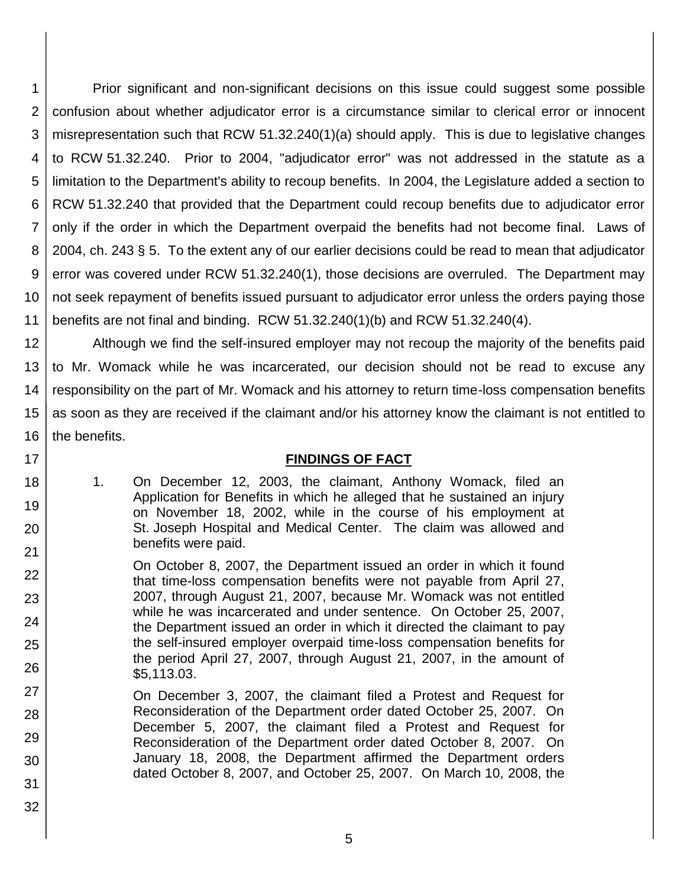Prior significant and non-significant decisions on this issue could suggest some possible confusion about whether adjudicator error is a circumstance similar to clerical error or innocent misrepresentation such that RCW 51.32.240(1)(a) should apply. This is due to legislative changes to RCW 51.32.240. Prior to 2004, "adjudicator error" was not addressed in the statute as a limitation to the Department's ability to recoup benefits. In 2004, the Legislature added a section to RCW 51.32.240 that provided that the Department could recoup benefits due to adjudicator error only if the order in which the Department overpaid the benefits had not become final. Laws of 2004, ch. 243 § 5. To the extent any of our earlier decisions could be read to mean that adjudicator error was covered under RCW 51.32.240(1), those decisions are overruled. The Department may not seek repayment of benefits issued pursuant to adjudicator error unless the orders paying those benefits are not final and binding. RCW 51.32.240(1)(b) and RCW 51.32.240(4).

Although we find the self-insured employer may not recoup the majority of the benefits paid to Mr. Womack while he was incarcerated, our decision should not be read to excuse any responsibility on the part of Mr. Womack and his attorney to return time-loss compensation benefits as soon as they are received if the claimant and/or his attorney know the claimant is not entitled to the benefits.

## FINDINGS OF FACT

1. On December 12, 2003, the claimant, Anthony Womack, filed an Application for Benefits in which he alleged that he sustained an injury on November 18, 2002, while in the course of his employment at St. Joseph Hospital and Medical Center. The claim was allowed and benefits were paid.

   On October 8, 2007, the Department issued an order in which it found that time-loss compensation benefits were not payable from April 27, 2007, through August 21, 2007, because Mr. Womack was not entitled while he was incarcerated and under sentence. On October 25, 2007, the Department issued an order in which it directed the claimant to pay the self-insured employer overpaid time-loss compensation benefits for the period April 27, 2007, through August 21, 2007, in the amount of $5,113.03.

   On December 3, 2007, the claimant filed a Protest and Request for Reconsideration of the Department order dated October 25, 2007. On December 5, 2007, the claimant filed a Protest and Request for Reconsideration of the Department order dated October 8, 2007. On January 18, 2008, the Department affirmed the Department orders dated October 8, 2007, and October 25, 2007. On March 10, 2008, the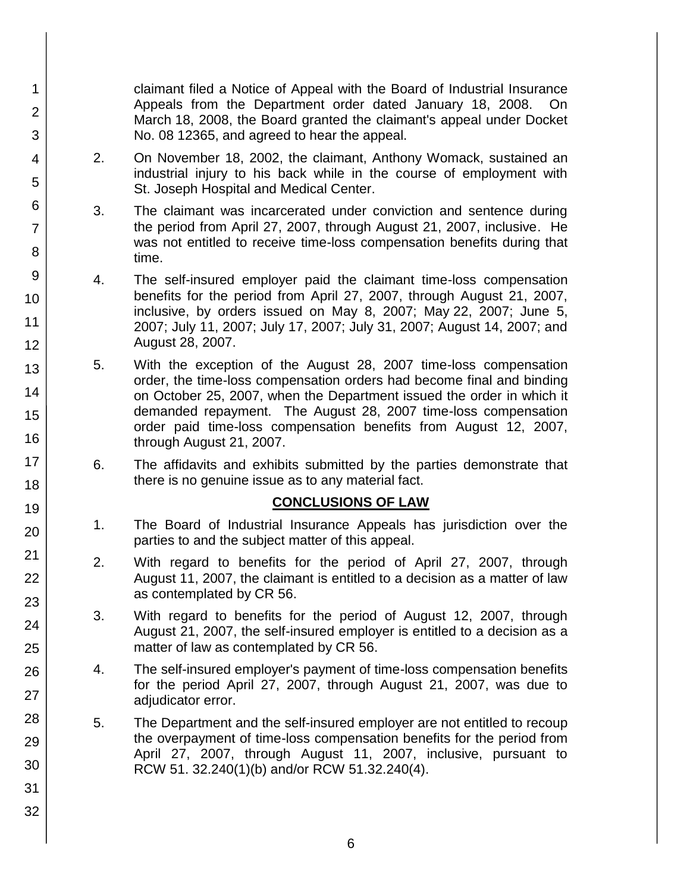claimant filed a Notice of Appeal with the Board of Industrial Insurance Appeals from the Department order dated January 18, 2008. On March 18, 2008, the Board granted the claimant's appeal under Docket No. 08 12365, and agreed to hear the appeal.

2. On November 18, 2002, the claimant, Anthony Womack, sustained an industrial injury to his back while in the course of employment with St. Joseph Hospital and Medical Center.

3. The claimant was incarcerated under conviction and sentence during the period from April 27, 2007, through August 21, 2007, inclusive. He was not entitled to receive time-loss compensation benefits during that time.

4. The self-insured employer paid the claimant time-loss compensation benefits for the period from April 27, 2007, through August 21, 2007, inclusive, by orders issued on May 8, 2007; May 22, 2007; June 5, 2007; July 11, 2007; July 17, 2007; July 31, 2007; August 14, 2007; and August 28, 2007.

5. With the exception of the August 28, 2007 time-loss compensation order, the time-loss compensation orders had become final and binding on October 25, 2007, when the Department issued the order in which it demanded repayment. The August 28, 2007 time-loss compensation order paid time-loss compensation benefits from August 12, 2007, through August 21, 2007.

6. The affidavits and exhibits submitted by the parties demonstrate that there is no genuine issue as to any material fact.

## CONCLUSIONS OF LAW

1. The Board of Industrial Insurance Appeals has jurisdiction over the parties to and the subject matter of this appeal.

2. With regard to benefits for the period of April 27, 2007, through August 11, 2007, the claimant is entitled to a decision as a matter of law as contemplated by CR 56.

3. With regard to benefits for the period of August 12, 2007, through August 21, 2007, the self-insured employer is entitled to a decision as a matter of law as contemplated by CR 56.

4. The self-insured employer's payment of time-loss compensation benefits for the period April 27, 2007, through August 21, 2007, was due to adjudicator error.

5. The Department and the self-insured employer are not entitled to recoup the overpayment of time-loss compensation benefits for the period from April 27, 2007, through August 11, 2007, inclusive, pursuant to RCW 51. 32.240(1)(b) and/or RCW 51.32.240(4).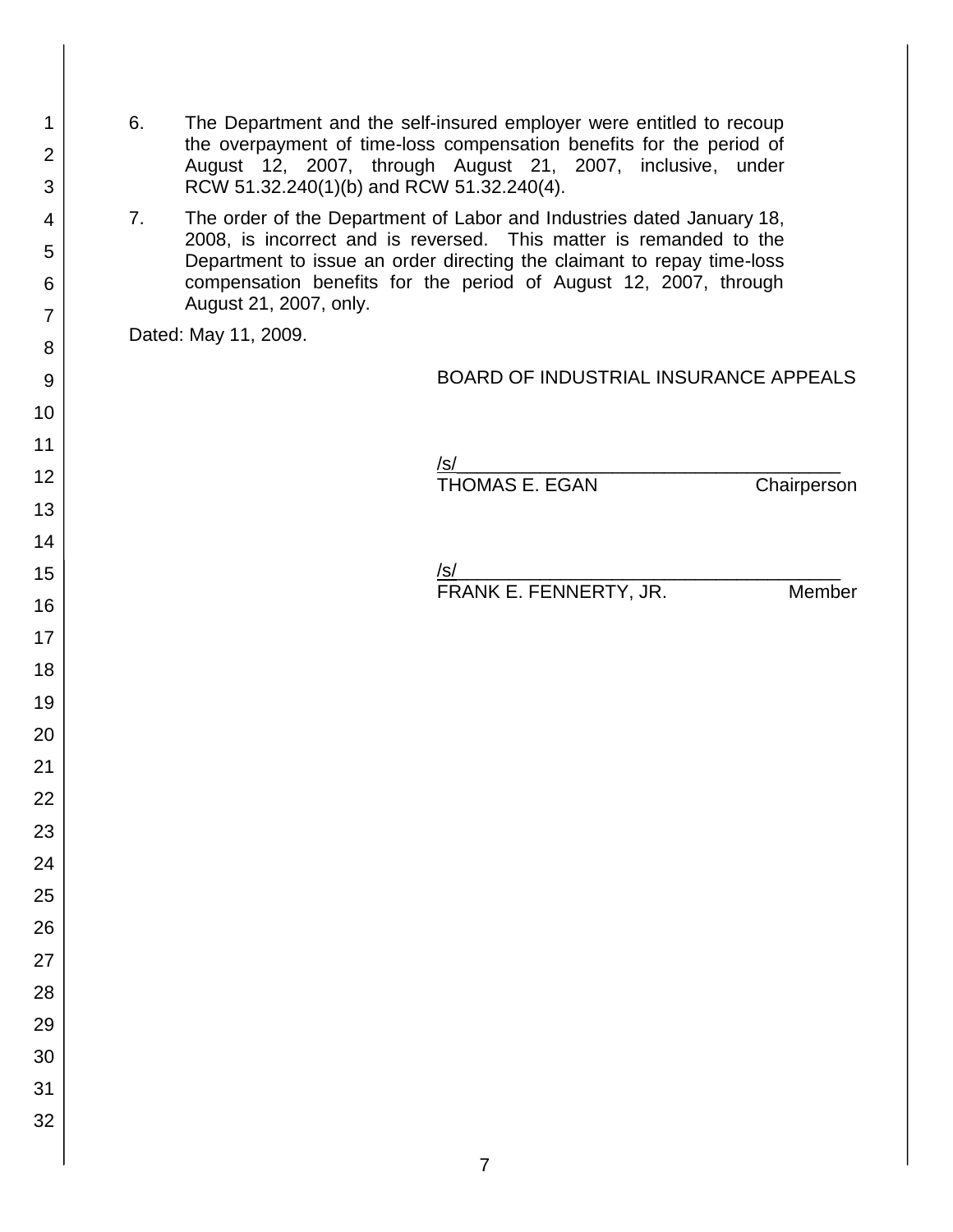6. The Department and the self-insured employer were entitled to recoup the overpayment of time-loss compensation benefits for the period of August 12, 2007, through August 21, 2007, inclusive, under RCW 51.32.240(1)(b) and RCW 51.32.240(4).

7. The order of the Department of Labor and Industries dated January 18, 2008, is incorrect and is reversed. This matter is remanded to the Department to issue an order directing the claimant to repay time-loss compensation benefits for the period of August 12, 2007, through August 21, 2007, only.

Dated: May 11, 2009.

BOARD OF INDUSTRIAL INSURANCE APPEALS

/s/
THOMAS E. EGAN — Chairperson

/s/
FRANK E. FENNERTY, JR. — Member